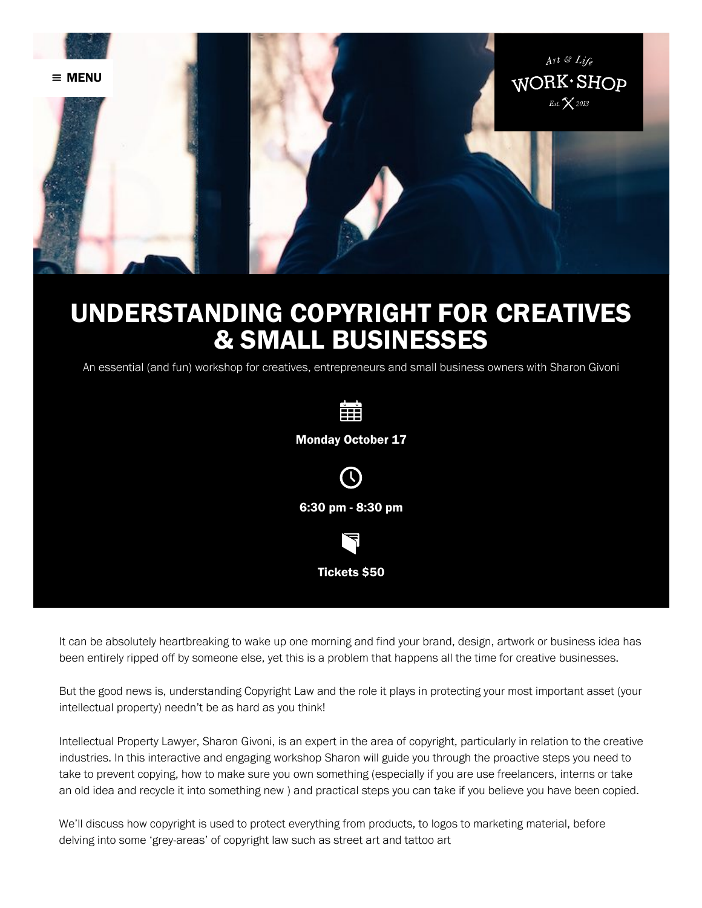≡ MENU

Art & Life
WORK·SHOP
Est. 2013

# UNDERSTANDING COPYRIGHT FOR CREATIVES & SMALL BUSINESSES

An essential (and fun) workshop for creatives, entrepreneurs and small business owners with Sharon Givoni

**Monday October 17**

**6:30 pm - 8:30 pm**

**Tickets $50**

It can be absolutely heartbreaking to wake up one morning and find your brand, design, artwork or business idea has been entirely ripped off by someone else, yet this is a problem that happens all the time for creative businesses.

But the good news is, understanding Copyright Law and the role it plays in protecting your most important asset (your intellectual property) needn't be as hard as you think!

Intellectual Property Lawyer, Sharon Givoni, is an expert in the area of copyright, particularly in relation to the creative industries. In this interactive and engaging workshop Sharon will guide you through the proactive steps you need to take to prevent copying, how to make sure you own something (especially if you are use freelancers, interns or take an old idea and recycle it into something new ) and practical steps you can take if you believe you have been copied.

We'll discuss how copyright is used to protect everything from products, to logos to marketing material, before delving into some 'grey-areas' of copyright law such as street art and tattoo art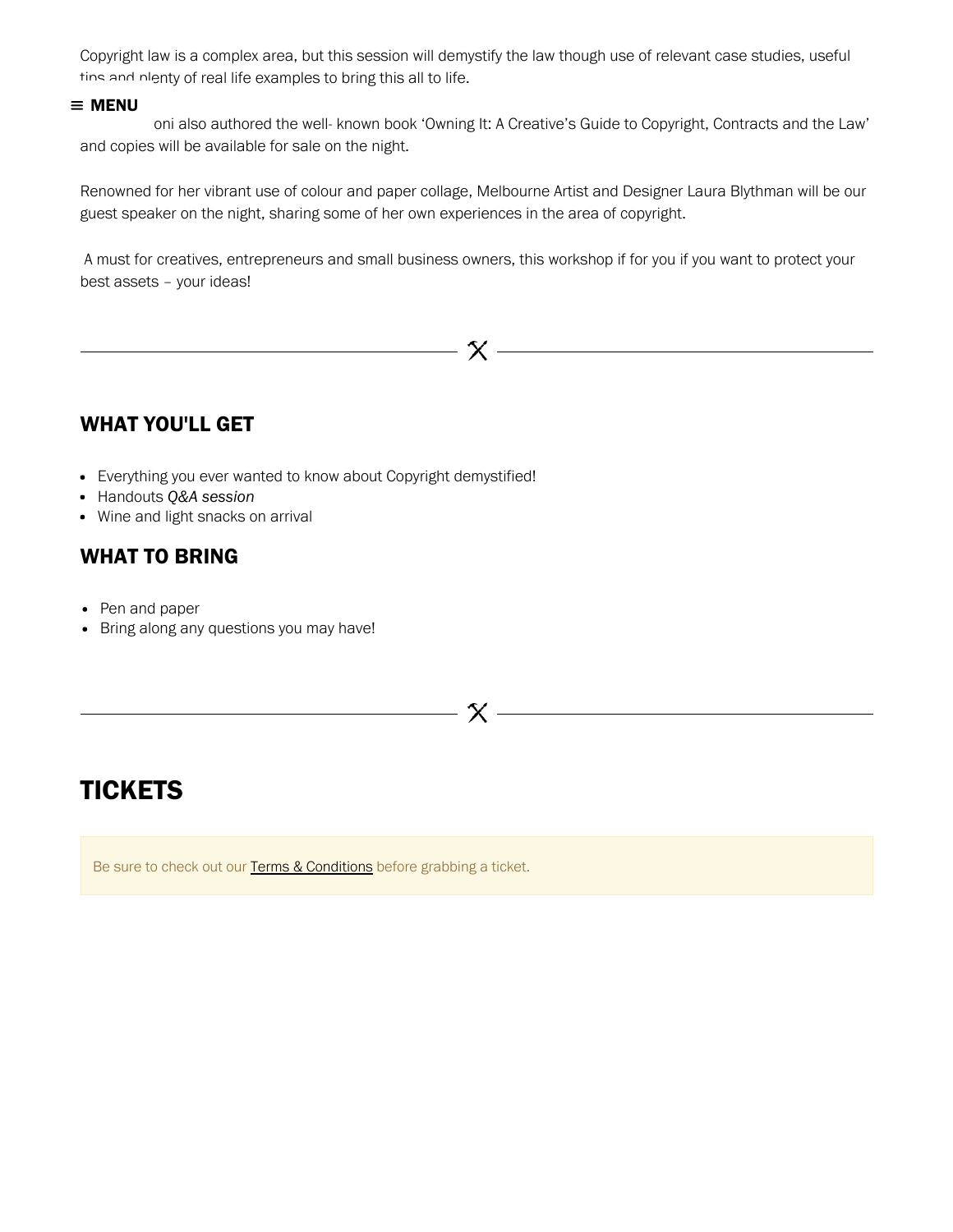Copyright law is a complex area, but this session will demystify the law though use of relevant case studies, useful tips and plenty of real life examples to bring this all to life.

oni also authored the well- known book 'Owning It: A Creative's Guide to Copyright, Contracts and the Law' and copies will be available for sale on the night.

Renowned for her vibrant use of colour and paper collage, Melbourne Artist and Designer Laura Blythman will be our guest speaker on the night, sharing some of her own experiences in the area of copyright.

A must for creatives, entrepreneurs and small business owners, this workshop if for you if you want to protect your best assets – your ideas!

---

## WHAT YOU'LL GET

- Everything you ever wanted to know about Copyright demystified!
- Handouts *Q&A session*
- Wine and light snacks on arrival

## WHAT TO BRING

- Pen and paper
- Bring along any questions you may have!

---

# TICKETS

Be sure to check out our Terms & Conditions before grabbing a ticket.